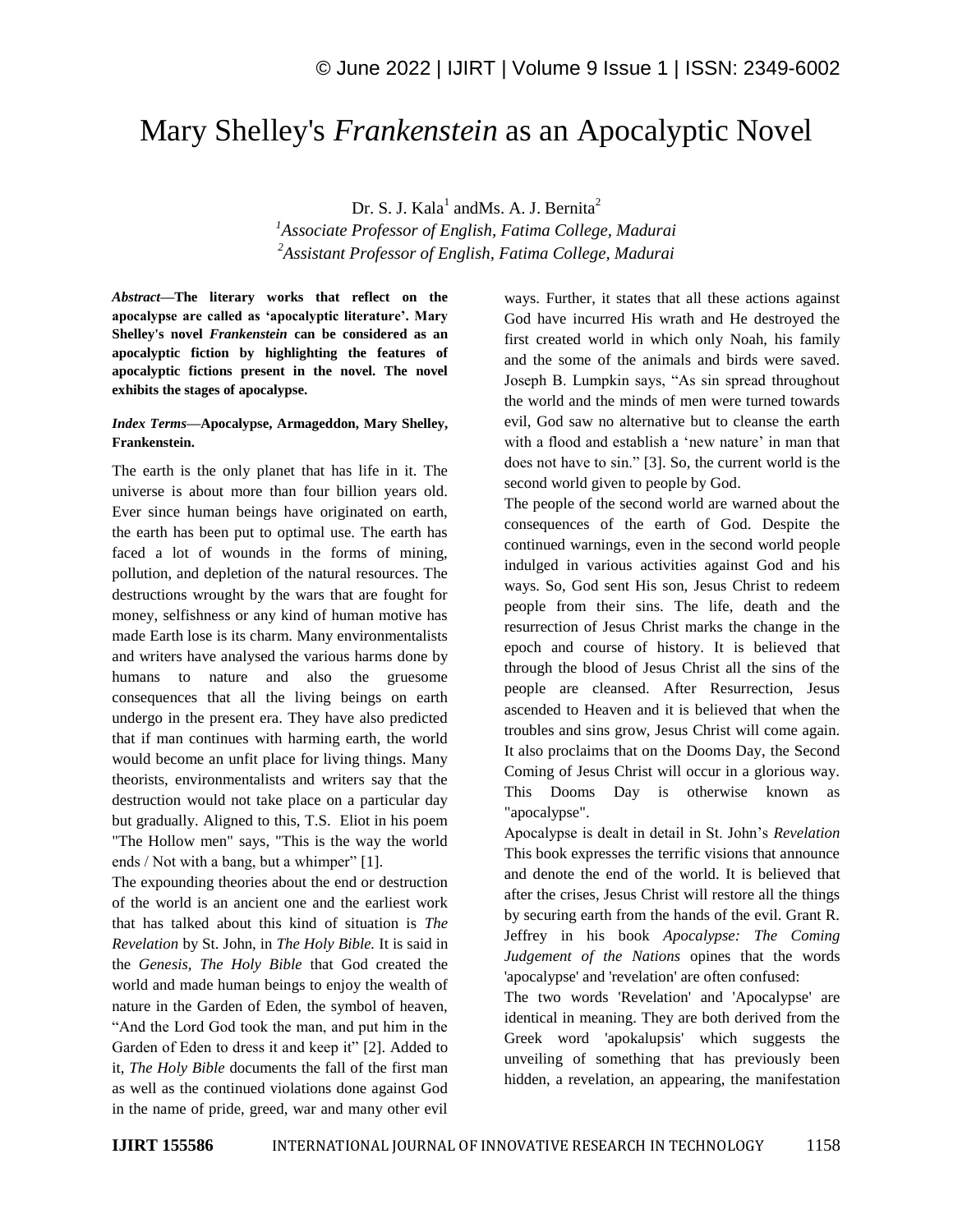# Mary Shelley's *Frankenstein* as an Apocalyptic Novel

Dr. S. J. Kala[1] andMs. A. J. Bernita[2]

[1]*Associate Professor of English, Fatima College, Madurai*

[2]*Assistant Professor of English, Fatima College, Madurai*

***Abstract*—The literary works that reflect on the apocalypse are called as 'apocalyptic literature'. Mary Shelley's novel *Frankenstein* can be considered as an apocalyptic fiction by highlighting the features of apocalyptic fictions present in the novel. The novel exhibits the stages of apocalypse.**

***Index Terms*—Apocalypse, Armageddon, Mary Shelley, Frankenstein.**

The earth is the only planet that has life in it. The universe is about more than four billion years old. Ever since human beings have originated on earth, the earth has been put to optimal use. The earth has faced a lot of wounds in the forms of mining, pollution, and depletion of the natural resources. The destructions wrought by the wars that are fought for money, selfishness or any kind of human motive has made Earth lose is its charm. Many environmentalists and writers have analysed the various harms done by humans to nature and also the gruesome consequences that all the living beings on earth undergo in the present era. They have also predicted that if man continues with harming earth, the world would become an unfit place for living things. Many theorists, environmentalists and writers say that the destruction would not take place on a particular day but gradually. Aligned to this, T.S. Eliot in his poem "The Hollow men" says, "This is the way the world ends / Not with a bang, but a whimper" [1].

The expounding theories about the end or destruction of the world is an ancient one and the earliest work that has talked about this kind of situation is *The Revelation* by St. John, in *The Holy Bible.* It is said in the *Genesis, The Holy Bible* that God created the world and made human beings to enjoy the wealth of nature in the Garden of Eden, the symbol of heaven, "And the Lord God took the man, and put him in the Garden of Eden to dress it and keep it" [2]. Added to it, *The Holy Bible* documents the fall of the first man as well as the continued violations done against God in the name of pride, greed, war and many other evil ways. Further, it states that all these actions against God have incurred His wrath and He destroyed the first created world in which only Noah, his family and the some of the animals and birds were saved. Joseph B. Lumpkin says, "As sin spread throughout the world and the minds of men were turned towards evil, God saw no alternative but to cleanse the earth with a flood and establish a 'new nature' in man that does not have to sin." [3]. So, the current world is the second world given to people by God.

The people of the second world are warned about the consequences of the earth of God. Despite the continued warnings, even in the second world people indulged in various activities against God and his ways. So, God sent His son, Jesus Christ to redeem people from their sins. The life, death and the resurrection of Jesus Christ marks the change in the epoch and course of history. It is believed that through the blood of Jesus Christ all the sins of the people are cleansed. After Resurrection, Jesus ascended to Heaven and it is believed that when the troubles and sins grow, Jesus Christ will come again. It also proclaims that on the Dooms Day, the Second Coming of Jesus Christ will occur in a glorious way. This Dooms Day is otherwise known as "apocalypse".

Apocalypse is dealt in detail in St. John's *Revelation* This book expresses the terrific visions that announce and denote the end of the world. It is believed that after the crises, Jesus Christ will restore all the things by securing earth from the hands of the evil. Grant R. Jeffrey in his book *Apocalypse: The Coming Judgement of the Nations* opines that the words 'apocalypse' and 'revelation' are often confused:

The two words 'Revelation' and 'Apocalypse' are identical in meaning. They are both derived from the Greek word 'apokalupsis' which suggests the unveiling of something that has previously been hidden, a revelation, an appearing, the manifestation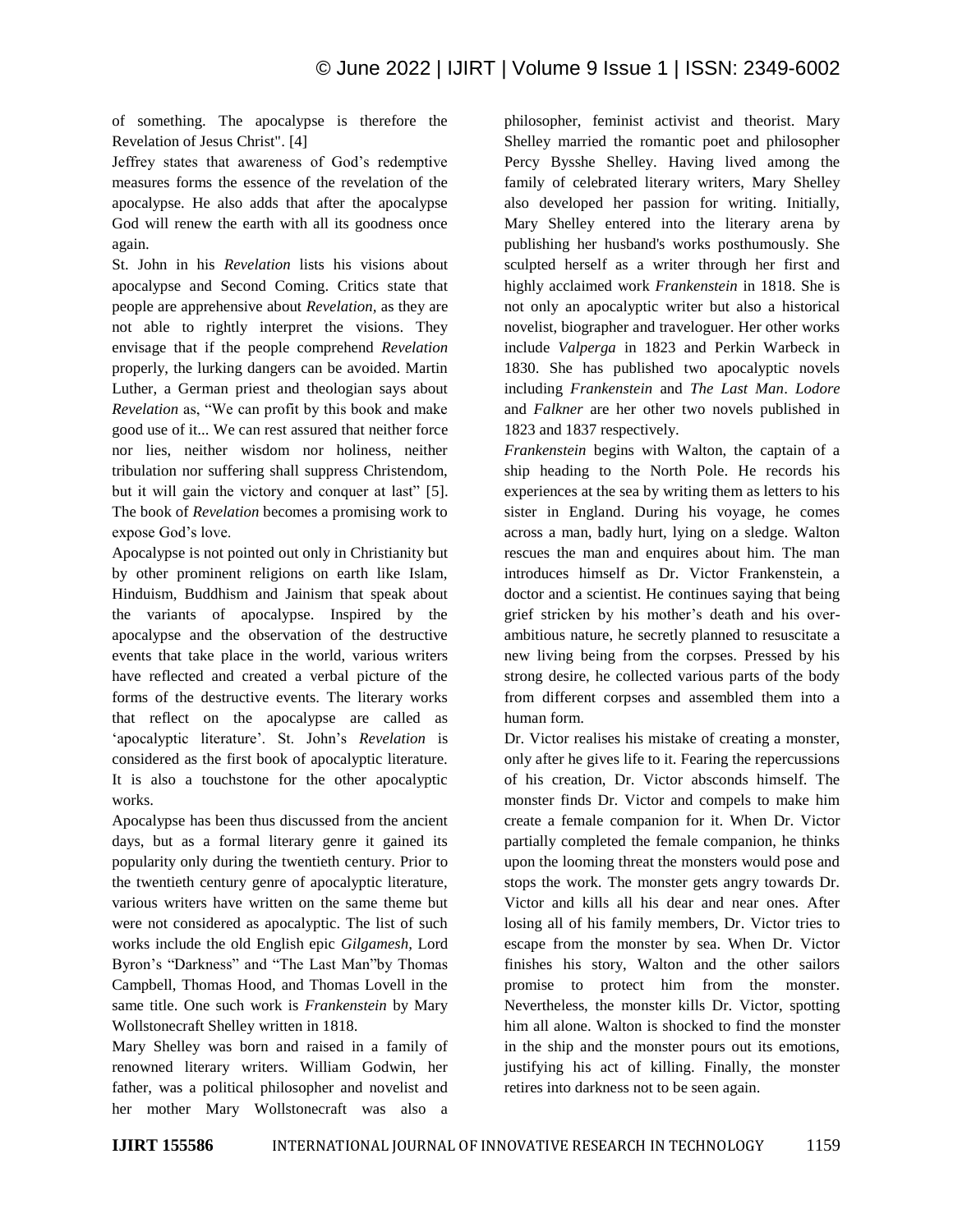of something. The apocalypse is therefore the Revelation of Jesus Christ". [4]

Jeffrey states that awareness of God's redemptive measures forms the essence of the revelation of the apocalypse. He also adds that after the apocalypse God will renew the earth with all its goodness once again.

St. John in his *Revelation* lists his visions about apocalypse and Second Coming. Critics state that people are apprehensive about *Revelation*, as they are not able to rightly interpret the visions. They envisage that if the people comprehend *Revelation* properly, the lurking dangers can be avoided. Martin Luther, a German priest and theologian says about *Revelation* as, "We can profit by this book and make good use of it... We can rest assured that neither force nor lies, neither wisdom nor holiness, neither tribulation nor suffering shall suppress Christendom, but it will gain the victory and conquer at last" [5]. The book of *Revelation* becomes a promising work to expose God's love.

Apocalypse is not pointed out only in Christianity but by other prominent religions on earth like Islam, Hinduism, Buddhism and Jainism that speak about the variants of apocalypse. Inspired by the apocalypse and the observation of the destructive events that take place in the world, various writers have reflected and created a verbal picture of the forms of the destructive events. The literary works that reflect on the apocalypse are called as 'apocalyptic literature'. St. John's *Revelation* is considered as the first book of apocalyptic literature. It is also a touchstone for the other apocalyptic works.

Apocalypse has been thus discussed from the ancient days, but as a formal literary genre it gained its popularity only during the twentieth century. Prior to the twentieth century genre of apocalyptic literature, various writers have written on the same theme but were not considered as apocalyptic. The list of such works include the old English epic *Gilgamesh*, Lord Byron's "Darkness" and "The Last Man"by Thomas Campbell, Thomas Hood, and Thomas Lovell in the same title. One such work is *Frankenstein* by Mary Wollstonecraft Shelley written in 1818.

Mary Shelley was born and raised in a family of renowned literary writers. William Godwin, her father, was a political philosopher and novelist and her mother Mary Wollstonecraft was also a philosopher, feminist activist and theorist. Mary Shelley married the romantic poet and philosopher Percy Bysshe Shelley. Having lived among the family of celebrated literary writers, Mary Shelley also developed her passion for writing. Initially, Mary Shelley entered into the literary arena by publishing her husband's works posthumously. She sculpted herself as a writer through her first and highly acclaimed work *Frankenstein* in 1818. She is not only an apocalyptic writer but also a historical novelist, biographer and traveloguer. Her other works include *Valperga* in 1823 and Perkin Warbeck in 1830. She has published two apocalyptic novels including *Frankenstein* and *The Last Man*. *Lodore* and *Falkner* are her other two novels published in 1823 and 1837 respectively.

*Frankenstein* begins with Walton, the captain of a ship heading to the North Pole. He records his experiences at the sea by writing them as letters to his sister in England. During his voyage, he comes across a man, badly hurt, lying on a sledge. Walton rescues the man and enquires about him. The man introduces himself as Dr. Victor Frankenstein, a doctor and a scientist. He continues saying that being grief stricken by his mother's death and his over-ambitious nature, he secretly planned to resuscitate a new living being from the corpses. Pressed by his strong desire, he collected various parts of the body from different corpses and assembled them into a human form.

Dr. Victor realises his mistake of creating a monster, only after he gives life to it. Fearing the repercussions of his creation, Dr. Victor absconds himself. The monster finds Dr. Victor and compels to make him create a female companion for it. When Dr. Victor partially completed the female companion, he thinks upon the looming threat the monsters would pose and stops the work. The monster gets angry towards Dr. Victor and kills all his dear and near ones. After losing all of his family members, Dr. Victor tries to escape from the monster by sea. When Dr. Victor finishes his story, Walton and the other sailors promise to protect him from the monster. Nevertheless, the monster kills Dr. Victor, spotting him all alone. Walton is shocked to find the monster in the ship and the monster pours out its emotions, justifying his act of killing. Finally, the monster retires into darkness not to be seen again.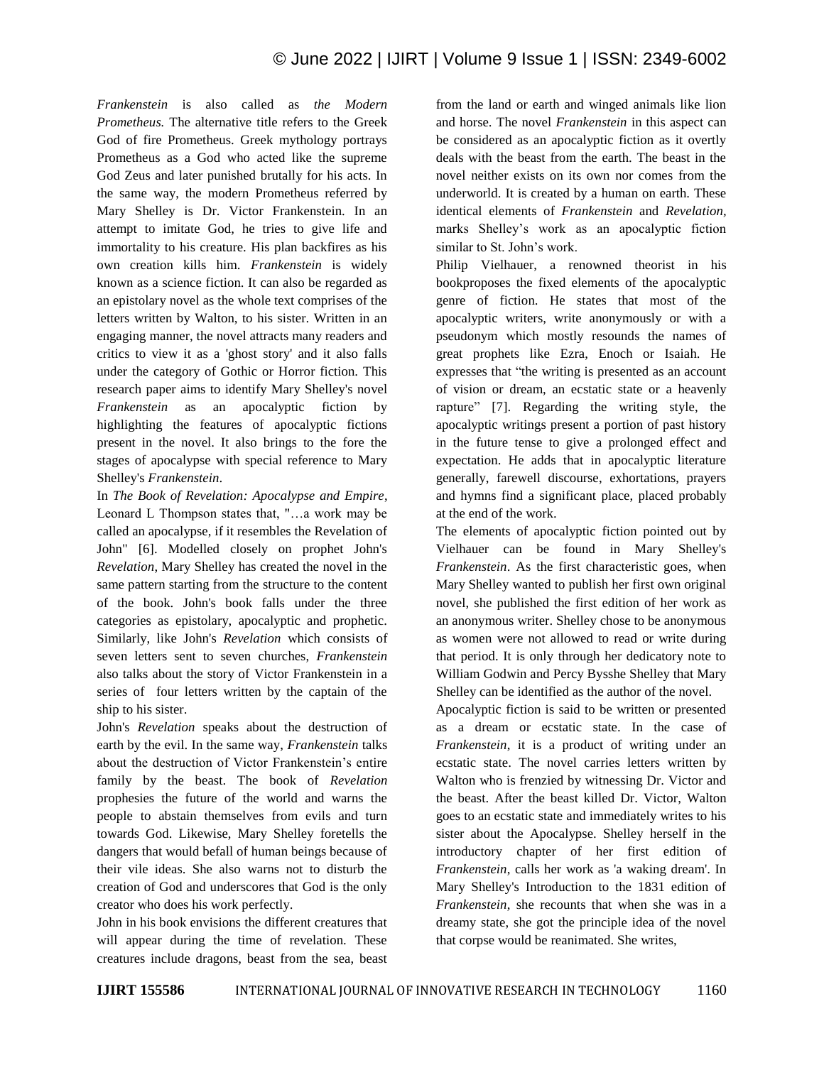*Frankenstein* is also called as *the Modern Prometheus.* The alternative title refers to the Greek God of fire Prometheus. Greek mythology portrays Prometheus as a God who acted like the supreme God Zeus and later punished brutally for his acts. In the same way, the modern Prometheus referred by Mary Shelley is Dr. Victor Frankenstein. In an attempt to imitate God, he tries to give life and immortality to his creature. His plan backfires as his own creation kills him. *Frankenstein* is widely known as a science fiction. It can also be regarded as an epistolary novel as the whole text comprises of the letters written by Walton, to his sister. Written in an engaging manner, the novel attracts many readers and critics to view it as a 'ghost story' and it also falls under the category of Gothic or Horror fiction. This research paper aims to identify Mary Shelley's novel *Frankenstein* as an apocalyptic fiction by highlighting the features of apocalyptic fictions present in the novel. It also brings to the fore the stages of apocalypse with special reference to Mary Shelley's *Frankenstein*.

In *The Book of Revelation: Apocalypse and Empire*, Leonard L Thompson states that, "…a work may be called an apocalypse, if it resembles the Revelation of John" [6]. Modelled closely on prophet John's *Revelation*, Mary Shelley has created the novel in the same pattern starting from the structure to the content of the book. John's book falls under the three categories as epistolary, apocalyptic and prophetic. Similarly, like John's *Revelation* which consists of seven letters sent to seven churches, *Frankenstein* also talks about the story of Victor Frankenstein in a series of four letters written by the captain of the ship to his sister.

John's *Revelation* speaks about the destruction of earth by the evil. In the same way, *Frankenstein* talks about the destruction of Victor Frankenstein's entire family by the beast. The book of *Revelation* prophesies the future of the world and warns the people to abstain themselves from evils and turn towards God. Likewise, Mary Shelley foretells the dangers that would befall of human beings because of their vile ideas. She also warns not to disturb the creation of God and underscores that God is the only creator who does his work perfectly.

John in his book envisions the different creatures that will appear during the time of revelation. These creatures include dragons, beast from the sea, beast from the land or earth and winged animals like lion and horse. The novel *Frankenstein* in this aspect can be considered as an apocalyptic fiction as it overtly deals with the beast from the earth. The beast in the novel neither exists on its own nor comes from the underworld. It is created by a human on earth. These identical elements of *Frankenstein* and *Revelation*, marks Shelley's work as an apocalyptic fiction similar to St. John's work.

Philip Vielhauer, a renowned theorist in his bookproposes the fixed elements of the apocalyptic genre of fiction. He states that most of the apocalyptic writers, write anonymously or with a pseudonym which mostly resounds the names of great prophets like Ezra, Enoch or Isaiah. He expresses that "the writing is presented as an account of vision or dream, an ecstatic state or a heavenly rapture" [7]. Regarding the writing style, the apocalyptic writings present a portion of past history in the future tense to give a prolonged effect and expectation. He adds that in apocalyptic literature generally, farewell discourse, exhortations, prayers and hymns find a significant place, placed probably at the end of the work.

The elements of apocalyptic fiction pointed out by Vielhauer can be found in Mary Shelley's *Frankenstein*. As the first characteristic goes, when Mary Shelley wanted to publish her first own original novel, she published the first edition of her work as an anonymous writer. Shelley chose to be anonymous as women were not allowed to read or write during that period. It is only through her dedicatory note to William Godwin and Percy Bysshe Shelley that Mary Shelley can be identified as the author of the novel.

Apocalyptic fiction is said to be written or presented as a dream or ecstatic state. In the case of *Frankenstein*, it is a product of writing under an ecstatic state. The novel carries letters written by Walton who is frenzied by witnessing Dr. Victor and the beast. After the beast killed Dr. Victor, Walton goes to an ecstatic state and immediately writes to his sister about the Apocalypse. Shelley herself in the introductory chapter of her first edition of *Frankenstein*, calls her work as 'a waking dream'. In Mary Shelley's Introduction to the 1831 edition of *Frankenstein*, she recounts that when she was in a dreamy state, she got the principle idea of the novel that corpse would be reanimated. She writes,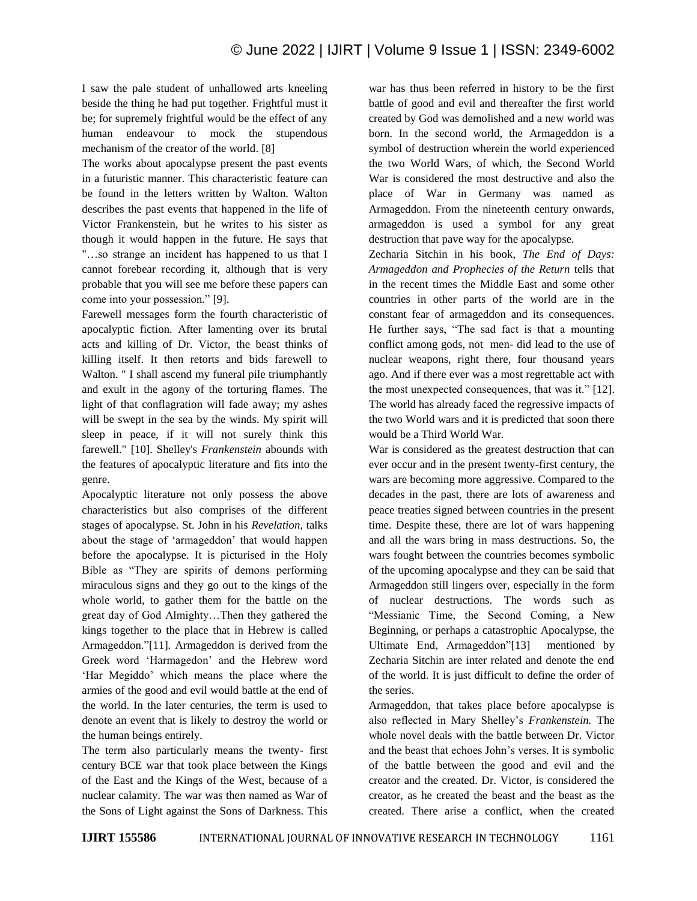I saw the pale student of unhallowed arts kneeling beside the thing he had put together. Frightful must it be; for supremely frightful would be the effect of any human endeavour to mock the stupendous mechanism of the creator of the world. [8]

The works about apocalypse present the past events in a futuristic manner. This characteristic feature can be found in the letters written by Walton. Walton describes the past events that happened in the life of Victor Frankenstein, but he writes to his sister as though it would happen in the future. He says that "…so strange an incident has happened to us that I cannot forebear recording it, although that is very probable that you will see me before these papers can come into your possession." [9].

Farewell messages form the fourth characteristic of apocalyptic fiction. After lamenting over its brutal acts and killing of Dr. Victor, the beast thinks of killing itself. It then retorts and bids farewell to Walton. " I shall ascend my funeral pile triumphantly and exult in the agony of the torturing flames. The light of that conflagration will fade away; my ashes will be swept in the sea by the winds. My spirit will sleep in peace, if it will not surely think this farewell." [10]. Shelley's *Frankenstein* abounds with the features of apocalyptic literature and fits into the genre.

Apocalyptic literature not only possess the above characteristics but also comprises of the different stages of apocalypse. St. John in his *Revelation*, talks about the stage of 'armageddon' that would happen before the apocalypse. It is picturised in the Holy Bible as "They are spirits of demons performing miraculous signs and they go out to the kings of the whole world, to gather them for the battle on the great day of God Almighty…Then they gathered the kings together to the place that in Hebrew is called Armageddon."[11]. Armageddon is derived from the Greek word 'Harmagedon' and the Hebrew word 'Har Megiddo' which means the place where the armies of the good and evil would battle at the end of the world. In the later centuries, the term is used to denote an event that is likely to destroy the world or the human beings entirely.

The term also particularly means the twenty- first century BCE war that took place between the Kings of the East and the Kings of the West, because of a nuclear calamity. The war was then named as War of the Sons of Light against the Sons of Darkness. This war has thus been referred in history to be the first battle of good and evil and thereafter the first world created by God was demolished and a new world was born. In the second world, the Armageddon is a symbol of destruction wherein the world experienced the two World Wars, of which, the Second World War is considered the most destructive and also the place of War in Germany was named as Armageddon. From the nineteenth century onwards, armageddon is used a symbol for any great destruction that pave way for the apocalypse.

Zecharia Sitchin in his book, *The End of Days: Armageddon and Prophecies of the Return* tells that in the recent times the Middle East and some other countries in other parts of the world are in the constant fear of armageddon and its consequences. He further says, "The sad fact is that a mounting conflict among gods, not men- did lead to the use of nuclear weapons, right there, four thousand years ago. And if there ever was a most regrettable act with the most unexpected consequences, that was it." [12]. The world has already faced the regressive impacts of the two World wars and it is predicted that soon there would be a Third World War.

War is considered as the greatest destruction that can ever occur and in the present twenty-first century, the wars are becoming more aggressive. Compared to the decades in the past, there are lots of awareness and peace treaties signed between countries in the present time. Despite these, there are lot of wars happening and all the wars bring in mass destructions. So, the wars fought between the countries becomes symbolic of the upcoming apocalypse and they can be said that Armageddon still lingers over, especially in the form of nuclear destructions. The words such as "Messianic Time, the Second Coming, a New Beginning, or perhaps a catastrophic Apocalypse, the Ultimate End, Armageddon"[13] mentioned by Zecharia Sitchin are inter related and denote the end of the world. It is just difficult to define the order of the series.

Armageddon, that takes place before apocalypse is also reflected in Mary Shelley's *Frankenstein.* The whole novel deals with the battle between Dr. Victor and the beast that echoes John's verses. It is symbolic of the battle between the good and evil and the creator and the created. Dr. Victor, is considered the creator, as he created the beast and the beast as the created. There arise a conflict, when the created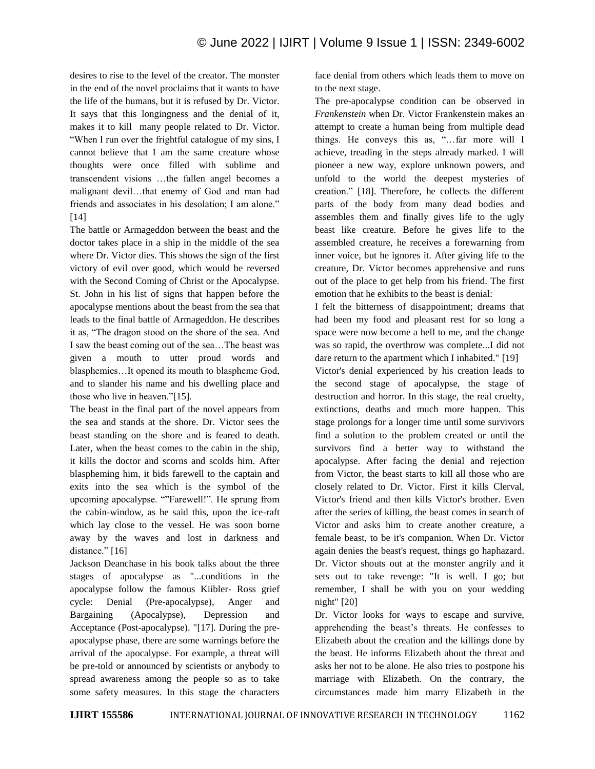desires to rise to the level of the creator. The monster in the end of the novel proclaims that it wants to have the life of the humans, but it is refused by Dr. Victor. It says that this longingness and the denial of it, makes it to kill many people related to Dr. Victor. "When I run over the frightful catalogue of my sins, I cannot believe that I am the same creature whose thoughts were once filled with sublime and transcendent visions …the fallen angel becomes a malignant devil…that enemy of God and man had friends and associates in his desolation; I am alone." [14]

The battle or Armageddon between the beast and the doctor takes place in a ship in the middle of the sea where Dr. Victor dies. This shows the sign of the first victory of evil over good, which would be reversed with the Second Coming of Christ or the Apocalypse. St. John in his list of signs that happen before the apocalypse mentions about the beast from the sea that leads to the final battle of Armageddon. He describes it as, "The dragon stood on the shore of the sea. And I saw the beast coming out of the sea…The beast was given a mouth to utter proud words and blasphemies…It opened its mouth to blaspheme God, and to slander his name and his dwelling place and those who live in heaven."[15].

The beast in the final part of the novel appears from the sea and stands at the shore. Dr. Victor sees the beast standing on the shore and is feared to death. Later, when the beast comes to the cabin in the ship, it kills the doctor and scorns and scolds him. After blaspheming him, it bids farewell to the captain and exits into the sea which is the symbol of the upcoming apocalypse. ""Farewell!". He sprung from the cabin-window, as he said this, upon the ice-raft which lay close to the vessel. He was soon borne away by the waves and lost in darkness and distance." [16]

Jackson Deanchase in his book talks about the three stages of apocalypse as "...conditions in the apocalypse follow the famous Kiibler- Ross grief cycle: Denial (Pre-apocalypse), Anger and Bargaining (Apocalypse), Depression and Acceptance (Post-apocalypse). "[17]. During the pre-apocalypse phase, there are some warnings before the arrival of the apocalypse. For example, a threat will be pre-told or announced by scientists or anybody to spread awareness among the people so as to take some safety measures. In this stage the characters face denial from others which leads them to move on to the next stage.

The pre-apocalypse condition can be observed in *Frankenstein* when Dr. Victor Frankenstein makes an attempt to create a human being from multiple dead things. He conveys this as, "…far more will I achieve, treading in the steps already marked. I will pioneer a new way, explore unknown powers, and unfold to the world the deepest mysteries of creation." [18]. Therefore, he collects the different parts of the body from many dead bodies and assembles them and finally gives life to the ugly beast like creature. Before he gives life to the assembled creature, he receives a forewarning from inner voice, but he ignores it. After giving life to the creature, Dr. Victor becomes apprehensive and runs out of the place to get help from his friend. The first emotion that he exhibits to the beast is denial:

I felt the bitterness of disappointment; dreams that had been my food and pleasant rest for so long a space were now become a hell to me, and the change was so rapid, the overthrow was complete...I did not dare return to the apartment which I inhabited." [19]

Victor's denial experienced by his creation leads to the second stage of apocalypse, the stage of destruction and horror. In this stage, the real cruelty, extinctions, deaths and much more happen. This stage prolongs for a longer time until some survivors find a solution to the problem created or until the survivors find a better way to withstand the apocalypse. After facing the denial and rejection from Victor, the beast starts to kill all those who are closely related to Dr. Victor. First it kills Clerval, Victor's friend and then kills Victor's brother. Even after the series of killing, the beast comes in search of Victor and asks him to create another creature, a female beast, to be it's companion. When Dr. Victor again denies the beast's request, things go haphazard. Dr. Victor shouts out at the monster angrily and it sets out to take revenge: "It is well. I go; but remember, I shall be with you on your wedding night" [20]

Dr. Victor looks for ways to escape and survive, apprehending the beast's threats. He confesses to Elizabeth about the creation and the killings done by the beast. He informs Elizabeth about the threat and asks her not to be alone. He also tries to postpone his marriage with Elizabeth. On the contrary, the circumstances made him marry Elizabeth in the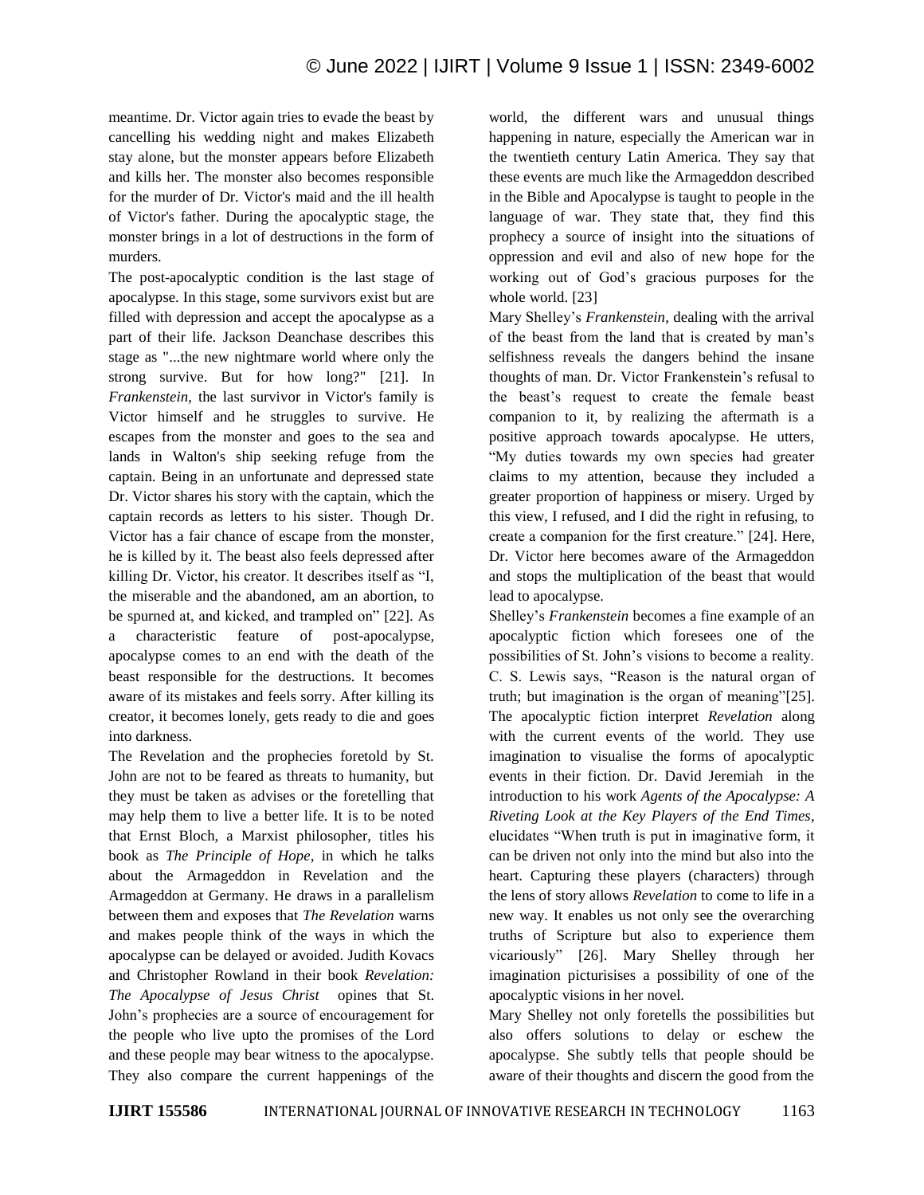meantime. Dr. Victor again tries to evade the beast by cancelling his wedding night and makes Elizabeth stay alone, but the monster appears before Elizabeth and kills her. The monster also becomes responsible for the murder of Dr. Victor's maid and the ill health of Victor's father. During the apocalyptic stage, the monster brings in a lot of destructions in the form of murders.

The post-apocalyptic condition is the last stage of apocalypse. In this stage, some survivors exist but are filled with depression and accept the apocalypse as a part of their life. Jackson Deanchase describes this stage as "...the new nightmare world where only the strong survive. But for how long?" [21]. In *Frankenstein*, the last survivor in Victor's family is Victor himself and he struggles to survive. He escapes from the monster and goes to the sea and lands in Walton's ship seeking refuge from the captain. Being in an unfortunate and depressed state Dr. Victor shares his story with the captain, which the captain records as letters to his sister. Though Dr. Victor has a fair chance of escape from the monster, he is killed by it. The beast also feels depressed after killing Dr. Victor, his creator. It describes itself as "I, the miserable and the abandoned, am an abortion, to be spurned at, and kicked, and trampled on" [22]. As a characteristic feature of post-apocalypse, apocalypse comes to an end with the death of the beast responsible for the destructions. It becomes aware of its mistakes and feels sorry. After killing its creator, it becomes lonely, gets ready to die and goes into darkness.

The Revelation and the prophecies foretold by St. John are not to be feared as threats to humanity, but they must be taken as advises or the foretelling that may help them to live a better life. It is to be noted that Ernst Bloch, a Marxist philosopher, titles his book as *The Principle of Hope*, in which he talks about the Armageddon in Revelation and the Armageddon at Germany. He draws in a parallelism between them and exposes that *The Revelation* warns and makes people think of the ways in which the apocalypse can be delayed or avoided. Judith Kovacs and Christopher Rowland in their book *Revelation: The Apocalypse of Jesus Christ* opines that St. John's prophecies are a source of encouragement for the people who live upto the promises of the Lord and these people may bear witness to the apocalypse. They also compare the current happenings of the world, the different wars and unusual things happening in nature, especially the American war in the twentieth century Latin America. They say that these events are much like the Armageddon described in the Bible and Apocalypse is taught to people in the language of war. They state that, they find this prophecy a source of insight into the situations of oppression and evil and also of new hope for the working out of God's gracious purposes for the whole world. [23]

Mary Shelley's *Frankenstein*, dealing with the arrival of the beast from the land that is created by man's selfishness reveals the dangers behind the insane thoughts of man. Dr. Victor Frankenstein's refusal to the beast's request to create the female beast companion to it, by realizing the aftermath is a positive approach towards apocalypse. He utters, "My duties towards my own species had greater claims to my attention, because they included a greater proportion of happiness or misery. Urged by this view, I refused, and I did the right in refusing, to create a companion for the first creature." [24]. Here, Dr. Victor here becomes aware of the Armageddon and stops the multiplication of the beast that would lead to apocalypse.

Shelley's *Frankenstein* becomes a fine example of an apocalyptic fiction which foresees one of the possibilities of St. John's visions to become a reality. C. S. Lewis says, "Reason is the natural organ of truth; but imagination is the organ of meaning"[25]. The apocalyptic fiction interpret *Revelation* along with the current events of the world. They use imagination to visualise the forms of apocalyptic events in their fiction. Dr. David Jeremiah in the introduction to his work *Agents of the Apocalypse: A Riveting Look at the Key Players of the End Times*, elucidates "When truth is put in imaginative form, it can be driven not only into the mind but also into the heart. Capturing these players (characters) through the lens of story allows *Revelation* to come to life in a new way. It enables us not only see the overarching truths of Scripture but also to experience them vicariously" [26]. Mary Shelley through her imagination picturisises a possibility of one of the apocalyptic visions in her novel.

Mary Shelley not only foretells the possibilities but also offers solutions to delay or eschew the apocalypse. She subtly tells that people should be aware of their thoughts and discern the good from the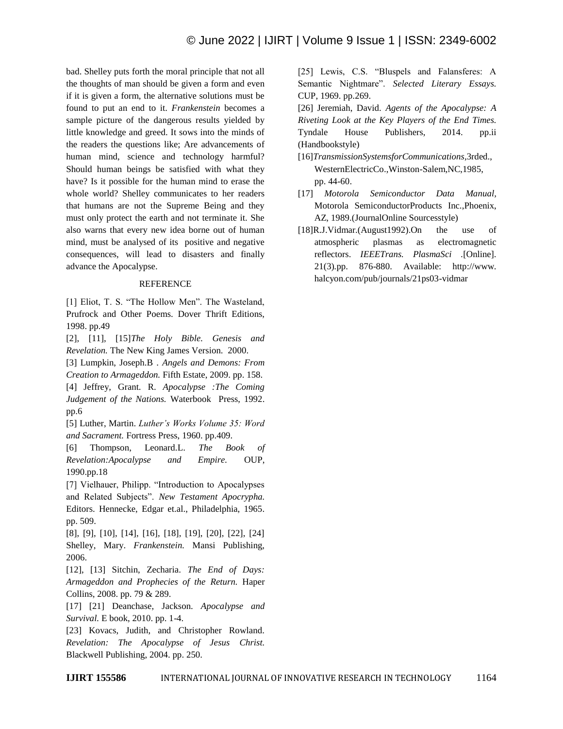bad. Shelley puts forth the moral principle that not all the thoughts of man should be given a form and even if it is given a form, the alternative solutions must be found to put an end to it. *Frankenstein* becomes a sample picture of the dangerous results yielded by little knowledge and greed. It sows into the minds of the readers the questions like; Are advancements of human mind, science and technology harmful? Should human beings be satisfied with what they have? Is it possible for the human mind to erase the whole world? Shelley communicates to her readers that humans are not the Supreme Being and they must only protect the earth and not terminate it. She also warns that every new idea borne out of human mind, must be analysed of its positive and negative consequences, will lead to disasters and finally advance the Apocalypse.

## REFERENCE

[1] Eliot, T. S. "The Hollow Men". The Wasteland, Prufrock and Other Poems. Dover Thrift Editions, 1998. pp.49

[2], [11], [15]*The Holy Bible. Genesis and Revelation.* The New King James Version. 2000.

[3] Lumpkin, Joseph.B . *Angels and Demons: From Creation to Armageddon.* Fifth Estate, 2009. pp. 158.

[4] Jeffrey, Grant. R. *Apocalypse :The Coming Judgement of the Nations.* Waterbook Press, 1992. pp.6

[5] Luther, Martin. *Luther's Works Volume 35: Word and Sacrament.* Fortress Press, 1960. pp.409.

[6] Thompson, Leonard.L. *The Book of Revelation:Apocalypse and Empire.* OUP, 1990.pp.18

[7] Vielhauer, Philipp. "Introduction to Apocalypses and Related Subjects". *New Testament Apocrypha.* Editors. Hennecke, Edgar et.al., Philadelphia, 1965. pp. 509.

[8], [9], [10], [14], [16], [18], [19], [20], [22], [24] Shelley, Mary. *Frankenstein.* Mansi Publishing, 2006.

[12], [13] Sitchin, Zecharia. *The End of Days: Armageddon and Prophecies of the Return.* Haper Collins, 2008. pp. 79 & 289.

[17] [21] Deanchase, Jackson. *Apocalypse and Survival.* E book, 2010. pp. 1-4.

[23] Kovacs, Judith, and Christopher Rowland. *Revelation: The Apocalypse of Jesus Christ.* Blackwell Publishing, 2004. pp. 250.

[25] Lewis, C.S. "Bluspels and Falansferes: A Semantic Nightmare". *Selected Literary Essays.* CUP, 1969. pp.269.

[26] Jeremiah, David. *Agents of the Apocalypse: A Riveting Look at the Key Players of the End Times.* Tyndale House Publishers, 2014. pp.ii (Handbookstyle)

[16]*TransmissionSystemsforCommunications*,3rded., WesternElectricCo.,Winston-Salem,NC,1985, pp. 44-60.

[17] *Motorola Semiconductor Data Manual*, Motorola SemiconductorProducts Inc.,Phoenix, AZ, 1989.(JournalOnline Sourcesstyle)

[18]R.J.Vidmar.(August1992).On the use of atmospheric plasmas as electromagnetic reflectors. *IEEETrans. PlasmaSci* .[Online]. 21(3).pp. 876-880. Available: http://www. halcyon.com/pub/journals/21ps03-vidmar